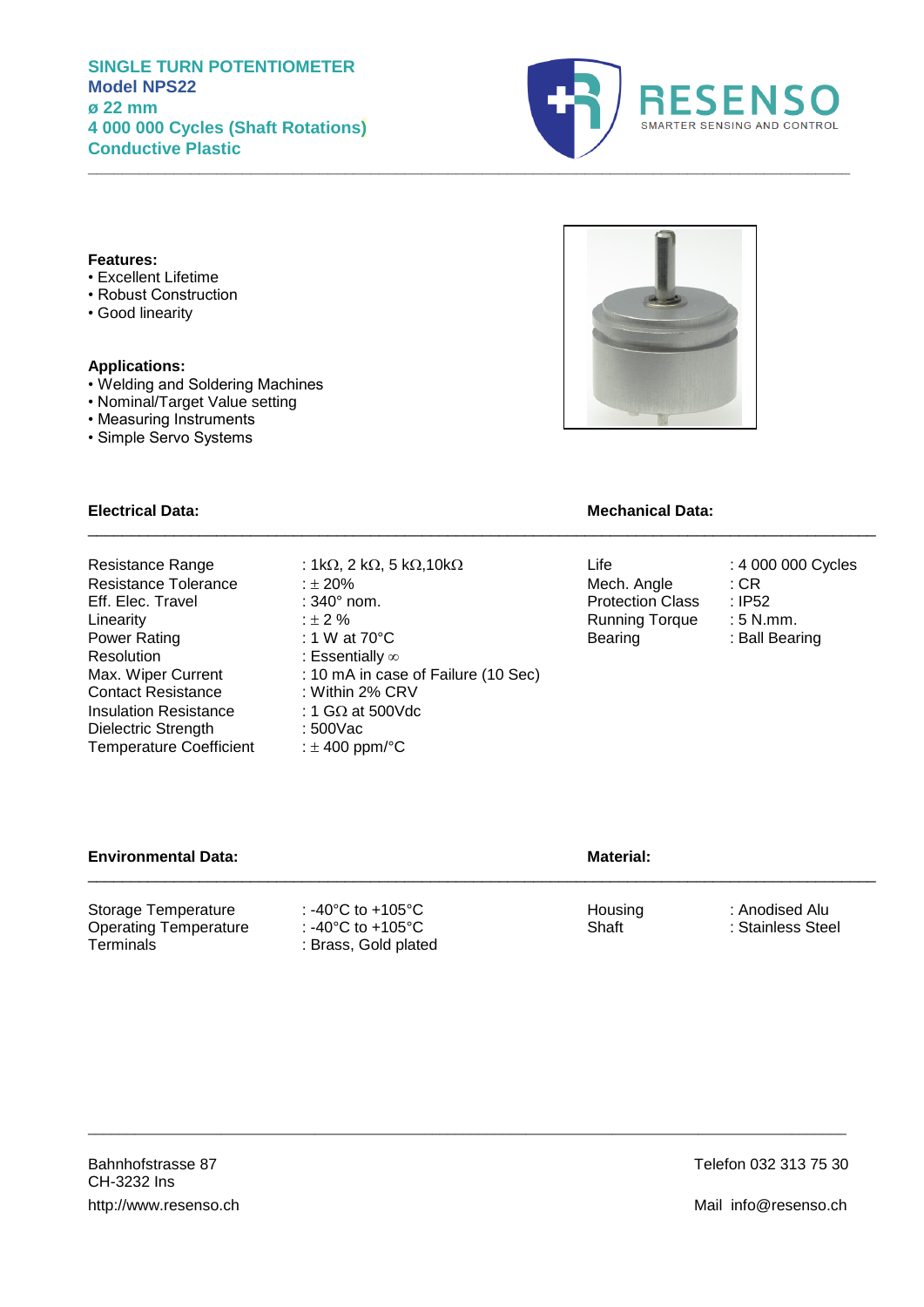# SINGLE TURN POTENTIOMETER
## Model NPS22
## ø 22 mm
## 4 000 000 Cycles (Shaft Rotations)
## Conductive Plastic

RESENSO
SMARTER SENSING AND CONTROL

**Features:**
- Excellent Lifetime
- Robust Construction
- Good linearity

**Applications:**
- Welding and Soldering Machines
- Nominal/Target Value setting
- Measuring Instruments
- Simple Servo Systems

**Electrical Data:**

| | |
|---|---|
| Resistance Range | : 1kΩ, 2 kΩ, 5 kΩ,10kΩ |
| Resistance Tolerance | : ± 20% |
| Eff. Elec. Travel | : 340° nom. |
| Linearity | : ± 2 % |
| Power Rating | : 1 W at 70°C |
| Resolution | : Essentially ∞ |
| Max. Wiper Current | : 10 mA in case of Failure (10 Sec) |
| Contact Resistance | : Within 2% CRV |
| Insulation Resistance | : 1 GΩ at 500Vdc |
| Dielectric Strength | : 500Vac |
| Temperature Coefficient | : ± 400 ppm/°C |

**Mechanical Data:**

| | |
|---|---|
| Life | : 4 000 000 Cycles |
| Mech. Angle | : CR |
| Protection Class | : IP52 |
| Running Torque | : 5 N.mm. |
| Bearing | : Ball Bearing |

**Environmental Data:**

| | |
|---|---|
| Storage Temperature | : -40°C to +105°C |
| Operating Temperature | : -40°C to +105°C |
| Terminals | : Brass, Gold plated |

**Material:**

| | |
|---|---|
| Housing | : Anodised Alu |
| Shaft | : Stainless Steel |

Bahnhofstrasse 87
CH-3232 Ins
http://www.resenso.ch

Telefon 032 313 75 30
Mail info@resenso.ch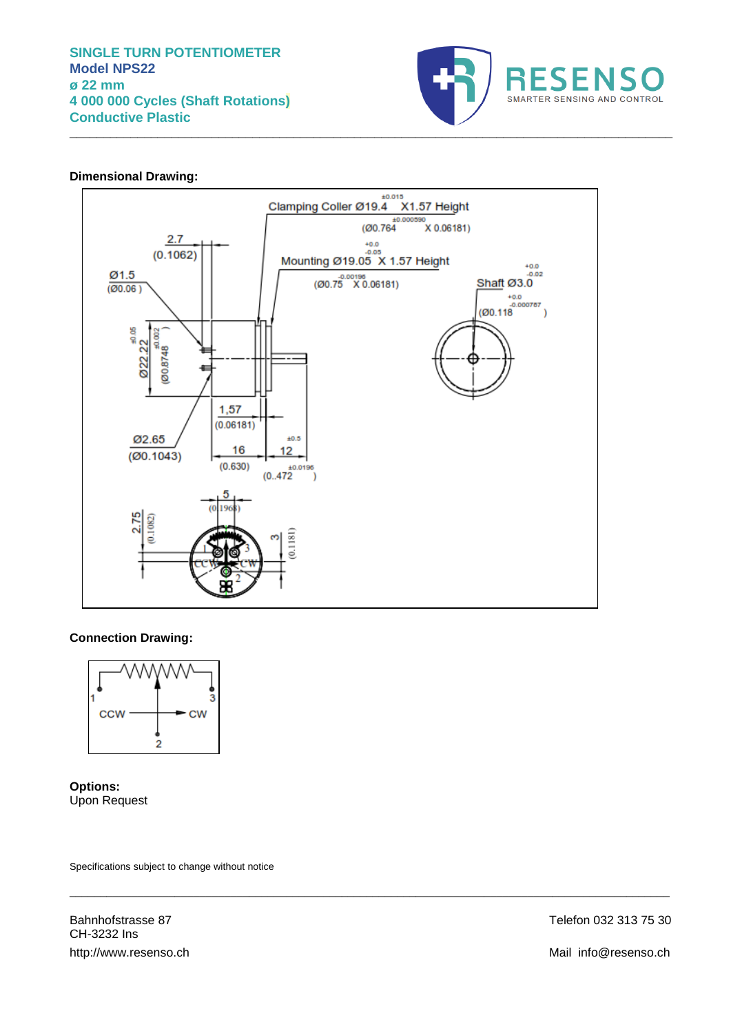**SINGLE TURN POTENTIOMETER**
**Model NPS22**
**ø 22 mm**
**4 000 000 Cycles (Shaft Rotations)**
**Conductive Plastic**

RESENSO
SMARTER SENSING AND CONTROL

**Dimensional Drawing:**

Clamping Coller Ø19.4 ±0.015 X1.57 Height
(Ø0.764 ±0.000590 X 0.06181)

Mounting Ø19.05 +0.0 -0.05 X 1.57 Height
(Ø0.75 -0.00196 X 0.06181)

Shaft Ø3.0 +0.0 -0.02
(Ø0.118 +0.0 -0.000787)

2.7
(0.1062)

Ø1.5
(Ø0.06)

Ø22.22 ±0.05
(Ø0.8748 ±0.002)

1,57
(0.06181)

Ø2.65
(Ø0.1043)

16
(0.630)

12 ±0.5
(0..472 ±0.0196)

5
(0.1968)

2.75
(0.1082)

3
(0.1181)

1 3 2 CCW CW

**Connection Drawing:**

1 CCW 2 CW 3

**Options:**
Upon Request

Specifications subject to change without notice

Bahnhofstrasse 87
CH-3232 Ins
http://www.resenso.ch

Telefon 032 313 75 30
Mail info@resenso.ch